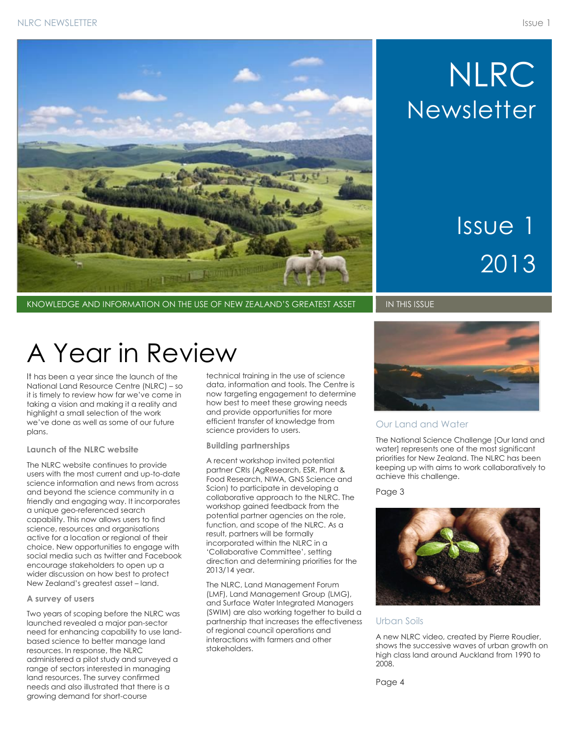# NLRC Newsletter

Issue 1

2013

KNOWLEDGE AND INFORMATION ON THE USE OF NEW ZEALAND'S GREATEST ASSET

# A Year in Review

It has been a year since the launch of the National Land Resource Centre (NLRC) – so it is timely to review how far we've come in taking a vision and making it a reality and highlight a small selection of the work we've done as well as some of our future plans.

### Launch of the NLRC website

The NLRC website continues to provide users with the most current and up-to-date science information and news from across and beyond the science community in a friendly and engaging way. It incorporates a unique geo-referenced search capability. This now allows users to find science, resources and organisations active for a location or regional of their choice. New opportunities to engage with social media such as twitter and Facebook encourage stakeholders to open up a wider discussion on how best to protect New Zealand's greatest asset – land.

### A survey of users

Two years of scoping before the NLRC was launched revealed a major pan-sector need for enhancing capability to use land-based science to better manage land resources. In response, the NLRC administered a pilot study and surveyed a range of sectors interested in managing land resources. The survey confirmed needs and also illustrated that there is a growing demand for short-course technical training in the use of science data, information and tools. The Centre is now targeting engagement to determine how best to meet these growing needs and provide opportunities for more efficient transfer of knowledge from science providers to users.

### Building partnerships

A recent workshop invited potential partner CRIs (AgResearch, ESR, Plant & Food Research, NIWA, GNS Science and Scion) to participate in developing a collaborative approach to the NLRC. The workshop gained feedback from the potential partner agencies on the role, function, and scope of the NLRC. As a result, partners will be formally incorporated within the NLRC in a 'Collaborative Committee', setting direction and determining priorities for the 2013/14 year.

The NLRC, Land Management Forum (LMF), Land Management Group (LMG), and Surface Water Integrated Managers (SWIM) are also working together to build a partnership that increases the effectiveness of regional council operations and interactions with farmers and other stakeholders.

## IN THIS ISSUE

### Our Land and Water

The National Science Challenge [Our land and water] represents one of the most significant priorities for New Zealand. The NLRC has been keeping up with aims to work collaboratively to achieve this challenge.

Page 3

### Urban Soils

A new NLRC video, created by Pierre Roudier, shows the successive waves of urban growth on high class land around Auckland from 1990 to 2008.

Page 4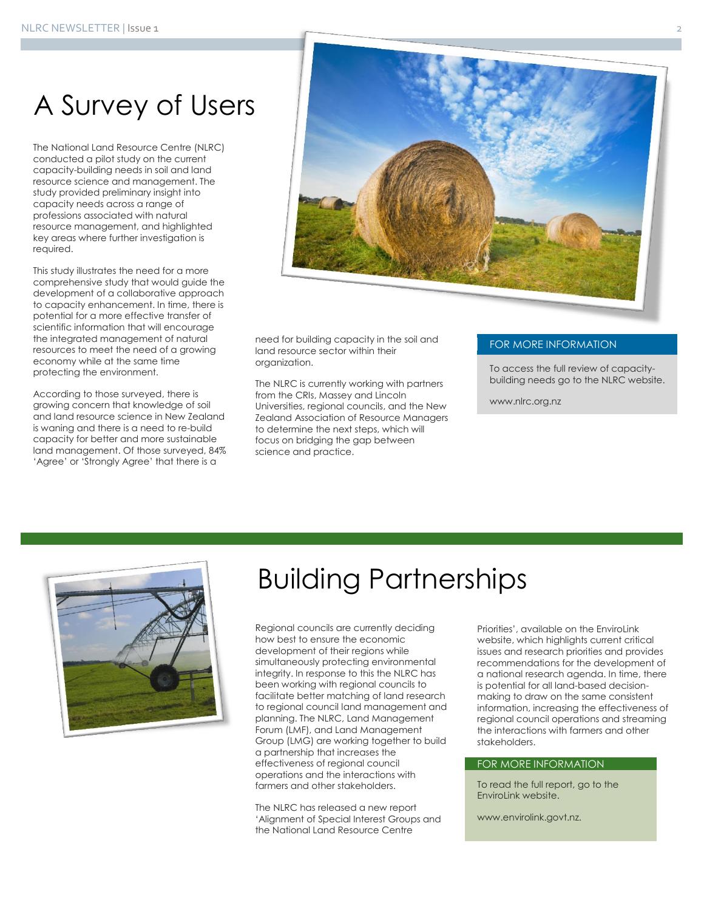# A Survey of Users

The National Land Resource Centre (NLRC) conducted a pilot study on the current capacity-building needs in soil and land resource science and management. The study provided preliminary insight into capacity needs across a range of professions associated with natural resource management, and highlighted key areas where further investigation is required.

This study illustrates the need for a more comprehensive study that would guide the development of a collaborative approach to capacity enhancement. In time, there is potential for a more effective transfer of scientific information that will encourage the integrated management of natural resources to meet the need of a growing economy while at the same time protecting the environment.

According to those surveyed, there is growing concern that knowledge of soil and land resource science in New Zealand is waning and there is a need to re-build capacity for better and more sustainable land management. Of those surveyed, 84% 'Agree' or 'Strongly Agree' that there is a need for building capacity in the soil and land resource sector within their organization.

The NLRC is currently working with partners from the CRIs, Massey and Lincoln Universities, regional councils, and the New Zealand Association of Resource Managers to determine the next steps, which will focus on bridging the gap between science and practice.

## FOR MORE INFORMATION

To access the full review of capacity-building needs go to the NLRC website.

www.nlrc.org.nz

# Building Partnerships

Regional councils are currently deciding how best to ensure the economic development of their regions while simultaneously protecting environmental integrity. In response to this the NLRC has been working with regional councils to facilitate better matching of land research to regional council land management and planning. The NLRC, Land Management Forum (LMF), and Land Management Group (LMG) are working together to build a partnership that increases the effectiveness of regional council operations and the interactions with farmers and other stakeholders.

The NLRC has released a new report 'Alignment of Special Interest Groups and the National Land Resource Centre Priorities', available on the EnviroLink website, which highlights current critical issues and research priorities and provides recommendations for the development of a national research agenda. In time, there is potential for all land-based decision-making to draw on the same consistent information, increasing the effectiveness of regional council operations and streaming the interactions with farmers and other stakeholders.

## FOR MORE INFORMATION

To read the full report, go to the EnviroLink website.

www.envirolink.govt.nz.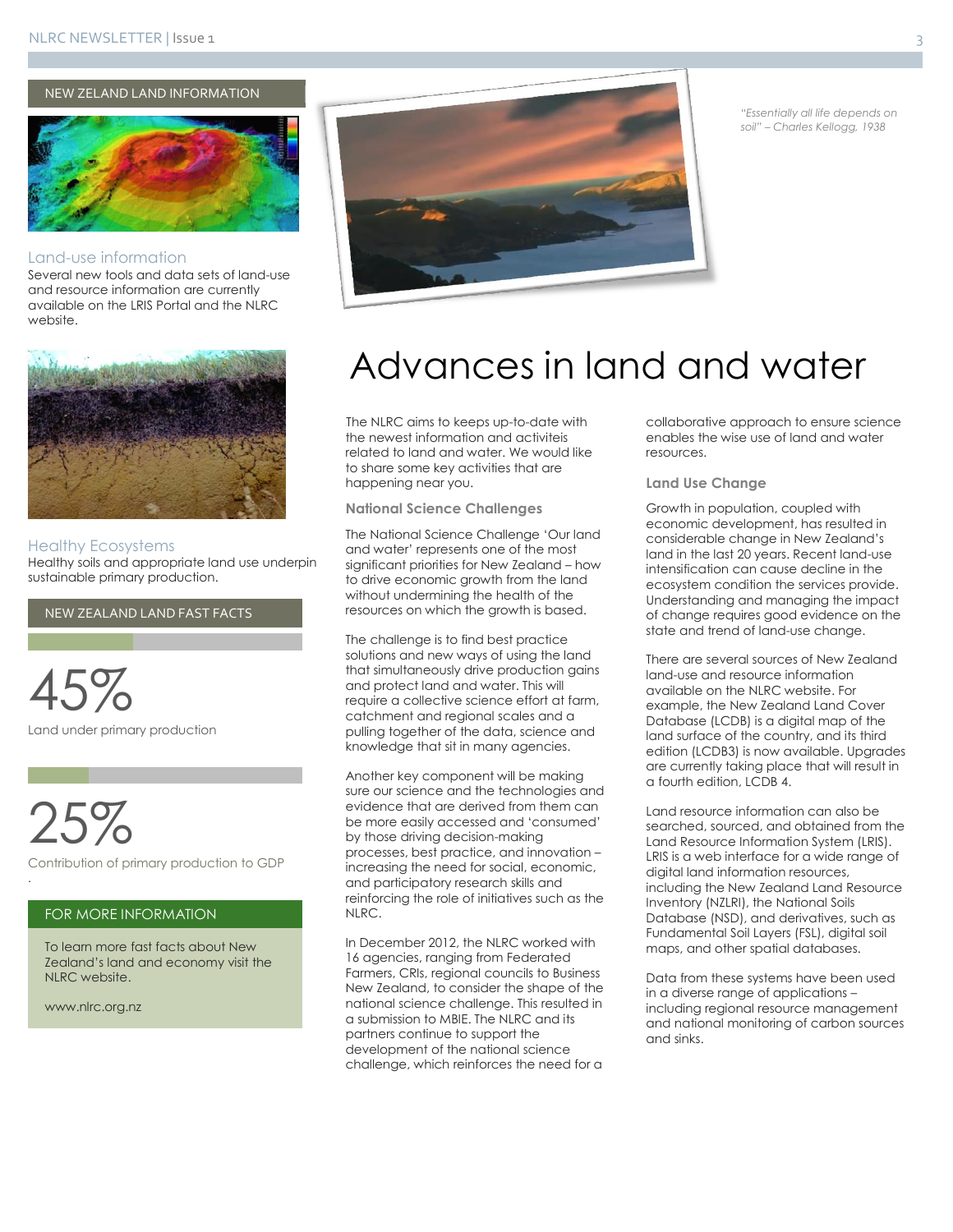NEW ZELAND LAND INFORMATION

### Land-use information

Several new tools and data sets of land-use and resource information are currently available on the LRIS Portal and the NLRC website.

### Healthy Ecosystems

Healthy soils and appropriate land use underpin sustainable primary production.

NEW ZEALAND LAND FAST FACTS

45%

Land under primary production

25%

Contribution of primary production to GDP

FOR MORE INFORMATION

To learn more fast facts about New Zealand's land and economy visit the NLRC website.

www.nlrc.org.nz

*"Essentially all life depends on soil" – Charles Kellogg, 1938*

# Advances in land and water

The NLRC aims to keeps up-to-date with the newest information and activiteis related to land and water. We would like to share some key activities that are happening near you.

### National Science Challenges

The National Science Challenge 'Our land and water' represents one of the most significant priorities for New Zealand – how to drive economic growth from the land without undermining the health of the resources on which the growth is based.

The challenge is to find best practice solutions and new ways of using the land that simultaneously drive production gains and protect land and water. This will require a collective science effort at farm, catchment and regional scales and a pulling together of the data, science and knowledge that sit in many agencies.

Another key component will be making sure our science and the technologies and evidence that are derived from them can be more easily accessed and 'consumed' by those driving decision-making processes, best practice, and innovation – increasing the need for social, economic, and participatory research skills and reinforcing the role of initiatives such as the NLRC.

In December 2012, the NLRC worked with 16 agencies, ranging from Federated Farmers, CRIs, regional councils to Business New Zealand, to consider the shape of the national science challenge. This resulted in a submission to MBIE. The NLRC and its partners continue to support the development of the national science challenge, which reinforces the need for a collaborative approach to ensure science enables the wise use of land and water resources.

### Land Use Change

Growth in population, coupled with economic development, has resulted in considerable change in New Zealand's land in the last 20 years. Recent land-use intensification can cause decline in the ecosystem condition the services provide. Understanding and managing the impact of change requires good evidence on the state and trend of land-use change.

There are several sources of New Zealand land-use and resource information available on the NLRC website. For example, the New Zealand Land Cover Database (LCDB) is a digital map of the land surface of the country, and its third edition (LCDB3) is now available. Upgrades are currently taking place that will result in a fourth edition, LCDB 4.

Land resource information can also be searched, sourced, and obtained from the Land Resource Information System (LRIS). LRIS is a web interface for a wide range of digital land information resources, including the New Zealand Land Resource Inventory (NZLRI), the National Soils Database (NSD), and derivatives, such as Fundamental Soil Layers (FSL), digital soil maps, and other spatial databases.

Data from these systems have been used in a diverse range of applications – including regional resource management and national monitoring of carbon sources and sinks.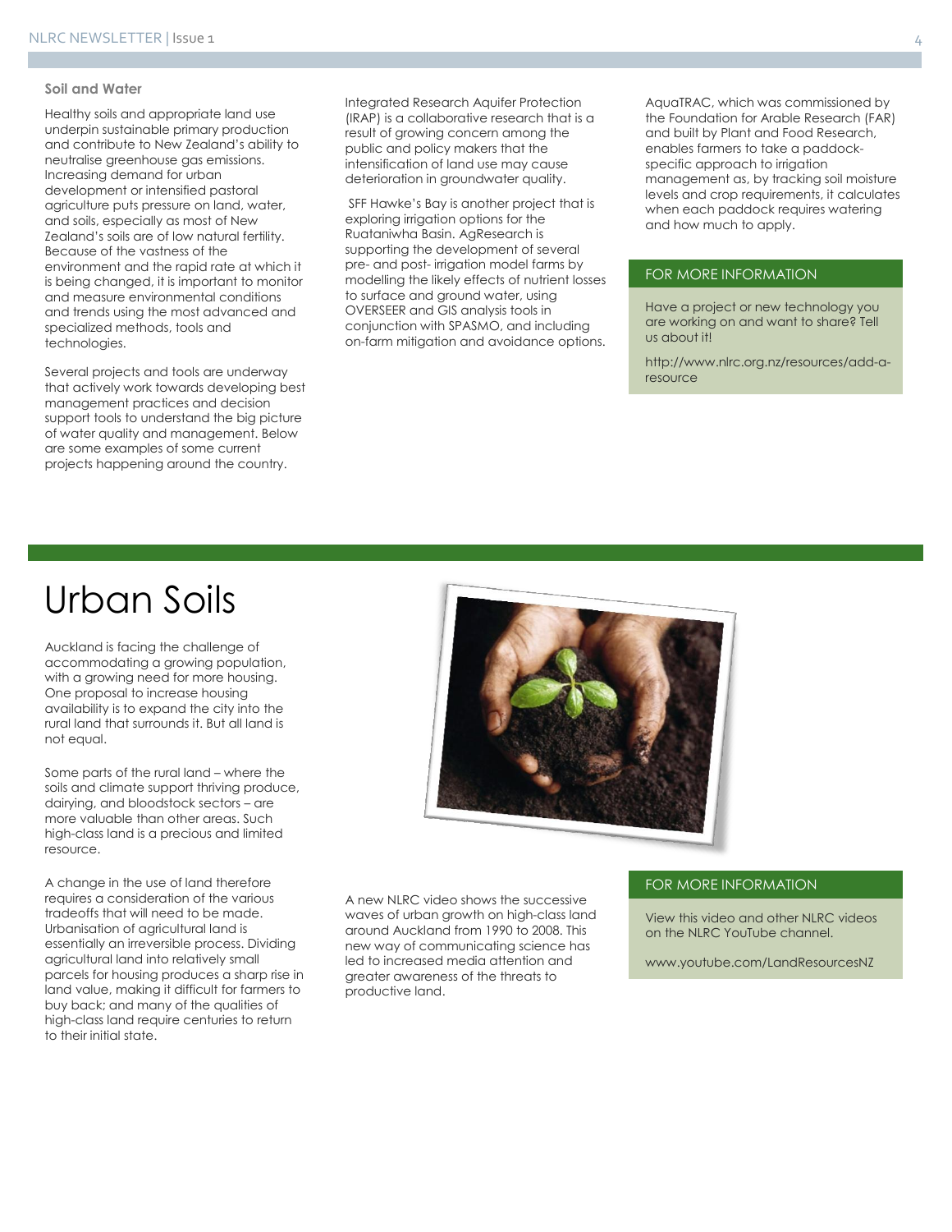### Soil and Water

Healthy soils and appropriate land use underpin sustainable primary production and contribute to New Zealand's ability to neutralise greenhouse gas emissions. Increasing demand for urban development or intensified pastoral agriculture puts pressure on land, water, and soils, especially as most of New Zealand's soils are of low natural fertility. Because of the vastness of the environment and the rapid rate at which it is being changed, it is important to monitor and measure environmental conditions and trends using the most advanced and specialized methods, tools and technologies.

Several projects and tools are underway that actively work towards developing best management practices and decision support tools to understand the big picture of water quality and management. Below are some examples of some current projects happening around the country.

Integrated Research Aquifer Protection (IRAP) is a collaborative research that is a result of growing concern among the public and policy makers that the intensification of land use may cause deterioration in groundwater quality.

SFF Hawke's Bay is another project that is exploring irrigation options for the Ruataniwha Basin. AgResearch is supporting the development of several pre- and post- irrigation model farms by modelling the likely effects of nutrient losses to surface and ground water, using OVERSEER and GIS analysis tools in conjunction with SPASMO, and including on-farm mitigation and avoidance options.

AquaTRAC, which was commissioned by the Foundation for Arable Research (FAR) and built by Plant and Food Research, enables farmers to take a paddock-specific approach to irrigation management as, by tracking soil moisture levels and crop requirements, it calculates when each paddock requires watering and how much to apply.

#### FOR MORE INFORMATION

Have a project or new technology you are working on and want to share? Tell us about it!

http://www.nlrc.org.nz/resources/add-a-resource

# Urban Soils

Auckland is facing the challenge of accommodating a growing population, with a growing need for more housing. One proposal to increase housing availability is to expand the city into the rural land that surrounds it. But all land is not equal.

Some parts of the rural land – where the soils and climate support thriving produce, dairying, and bloodstock sectors – are more valuable than other areas. Such high-class land is a precious and limited resource.

A change in the use of land therefore requires a consideration of the various tradeoffs that will need to be made. Urbanisation of agricultural land is essentially an irreversible process. Dividing agricultural land into relatively small parcels for housing produces a sharp rise in land value, making it difficult for farmers to buy back; and many of the qualities of high-class land require centuries to return to their initial state.

A new NLRC video shows the successive waves of urban growth on high-class land around Auckland from 1990 to 2008. This new way of communicating science has led to increased media attention and greater awareness of the threats to productive land.

#### FOR MORE INFORMATION

View this video and other NLRC videos on the NLRC YouTube channel.

www.youtube.com/LandResourcesNZ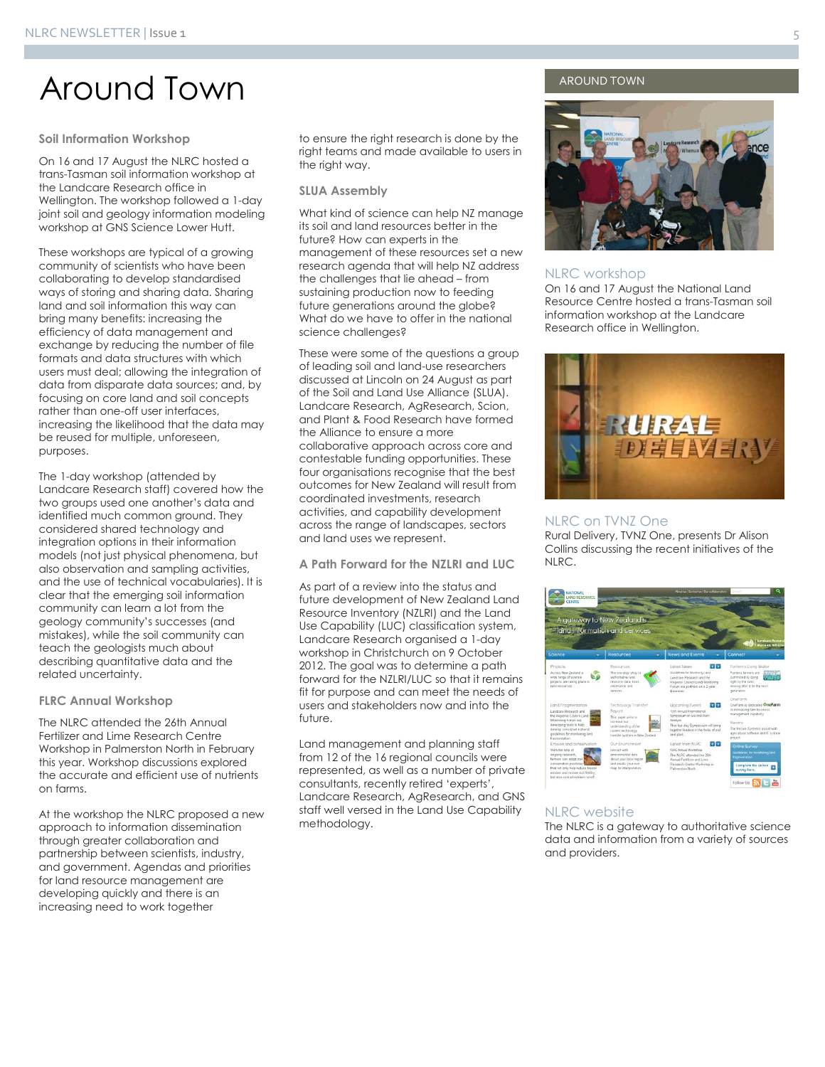# Around Town

### Soil Information Workshop

On 16 and 17 August the NLRC hosted a trans-Tasman soil information workshop at the Landcare Research office in Wellington. The workshop followed a 1-day joint soil and geology information modeling workshop at GNS Science Lower Hutt.

These workshops are typical of a growing community of scientists who have been collaborating to develop standardised ways of storing and sharing data. Sharing land and soil information this way can bring many benefits: increasing the efficiency of data management and exchange by reducing the number of file formats and data structures with which users must deal; allowing the integration of data from disparate data sources; and, by focusing on core land and soil concepts rather than one-off user interfaces, increasing the likelihood that the data may be reused for multiple, unforeseen, purposes.

The 1-day workshop (attended by Landcare Research staff) covered how the two groups used one another's data and identified much common ground. They considered shared technology and integration options in their information models (not just physical phenomena, but also observation and sampling activities, and the use of technical vocabularies). It is clear that the emerging soil information community can learn a lot from the geology community's successes (and mistakes), while the soil community can teach the geologists much about describing quantitative data and the related uncertainty.

### FLRC Annual Workshop

The NLRC attended the 26th Annual Fertilizer and Lime Research Centre Workshop in Palmerston North in February this year. Workshop discussions explored the accurate and efficient use of nutrients on farms.

At the workshop the NLRC proposed a new approach to information dissemination through greater collaboration and partnership between scientists, industry, and government. Agendas and priorities for land resource management are developing quickly and there is an increasing need to work together to ensure the right research is done by the right teams and made available to users in the right way.

### SLUA Assembly

What kind of science can help NZ manage its soil and land resources better in the future? How can experts in the management of these resources set a new research agenda that will help NZ address the challenges that lie ahead – from sustaining production now to feeding future generations around the globe? What do we have to offer in the national science challenges?

These were some of the questions a group of leading soil and land-use researchers discussed at Lincoln on 24 August as part of the Soil and Land Use Alliance (SLUA). Landcare Research, AgResearch, Scion, and Plant & Food Research have formed the Alliance to ensure a more collaborative approach across core and contestable funding opportunities. These four organisations recognise that the best outcomes for New Zealand will result from coordinated investments, research activities, and capability development across the range of landscapes, sectors and land uses we represent.

### A Path Forward for the NZLRI and LUC

As part of a review into the status and future development of New Zealand Land Resource Inventory (NZLRI) and the Land Use Capability (LUC) classification system, Landcare Research organised a 1-day workshop in Christchurch on 9 October 2012. The goal was to determine a path forward for the NZLRI/LUC so that it remains fit for purpose and can meet the needs of users and stakeholders now and into the future.

Land management and planning staff from 12 of the 16 regional councils were represented, as well as a number of private consultants, recently retired 'experts', Landcare Research, AgResearch, and GNS staff well versed in the Land Use Capability methodology.

## AROUND TOWN

### NLRC workshop

On 16 and 17 August the National Land Resource Centre hosted a trans-Tasman soil information workshop at the Landcare Research office in Wellington.

### NLRC on TVNZ One

Rural Delivery, TVNZ One, presents Dr Alison Collins discussing the recent initiatives of the NLRC.

### NLRC website

The NLRC is a gateway to authoritative science data and information from a variety of sources and providers.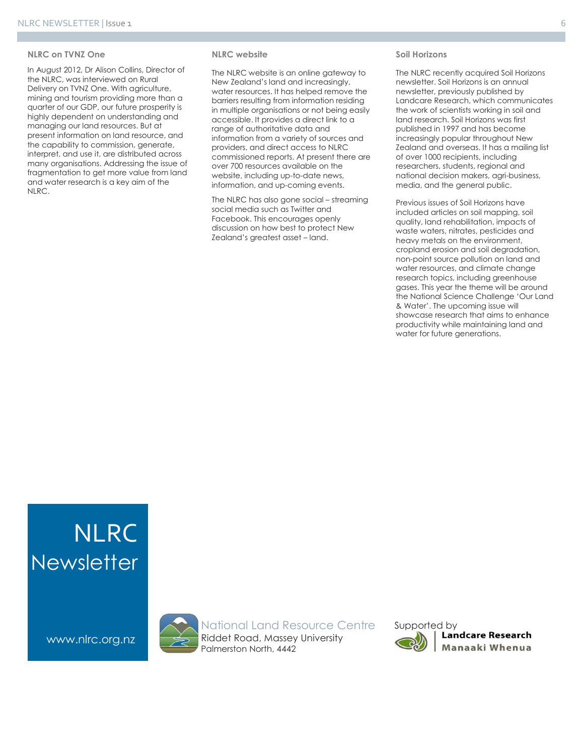### NLRC on TVNZ One

In August 2012, Dr Alison Collins, Director of the NLRC, was interviewed on Rural Delivery on TVNZ One. With agriculture, mining and tourism providing more than a quarter of our GDP, our future prosperity is highly dependent on understanding and managing our land resources. But at present information on land resource, and the capability to commission, generate, interpret, and use it, are distributed across many organisations. Addressing the issue of fragmentation to get more value from land and water research is a key aim of the NLRC.

### NLRC website

The NLRC website is an online gateway to New Zealand's land and increasingly, water resources. It has helped remove the barriers resulting from information residing in multiple organisations or not being easily accessible. It provides a direct link to a range of authoritative data and information from a variety of sources and providers, and direct access to NLRC commissioned reports. At present there are over 700 resources available on the website, including up-to-date news, information, and up-coming events.

The NLRC has also gone social – streaming social media such as Twitter and Facebook. This encourages openly discussion on how best to protect New Zealand's greatest asset – land.

### Soil Horizons

The NLRC recently acquired Soil Horizons newsletter. Soil Horizons is an annual newsletter, previously published by Landcare Research, which communicates the work of scientists working in soil and land research. Soil Horizons was first published in 1997 and has become increasingly popular throughout New Zealand and overseas. It has a mailing list of over 1000 recipients, including researchers, students, regional and national decision makers, agri-business, media, and the general public.

Previous issues of Soil Horizons have included articles on soil mapping, soil quality, land rehabilitation, impacts of waste waters, nitrates, pesticides and heavy metals on the environment, cropland erosion and soil degradation, non-point source pollution on land and water resources, and climate change research topics, including greenhouse gases. This year the theme will be around the National Science Challenge 'Our Land & Water'. The upcoming issue will showcase research that aims to enhance productivity while maintaining land and water for future generations.

NLRC Newsletter

www.nlrc.org.nz

National Land Resource Centre
Riddet Road, Massey University
Palmerston North, 4442

Supported by
Landcare Research
Manaaki Whenua